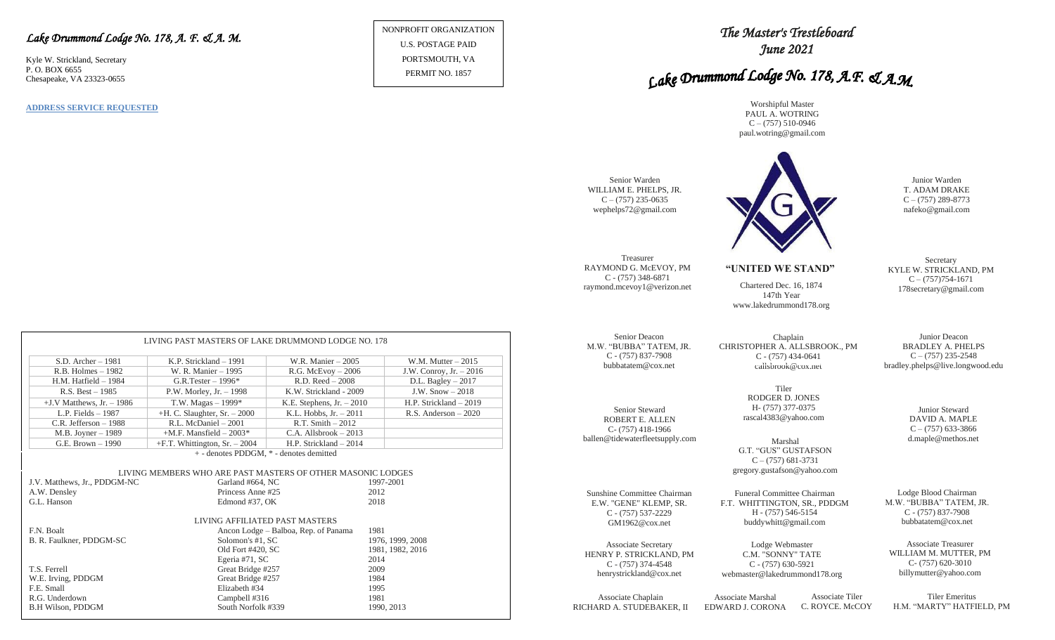# *Lake Drummond Lodge No. 178, A. F. & A. M.*

Kyle W. Strickland, Secretary
P. O. BOX 6655
Chesapeake, VA 23323-0655

**ADDRESS SERVICE REQUESTED**

NONPROFIT ORGANIZATION
U.S. POSTAGE PAID
PORTSMOUTH, VA
PERMIT NO. 1857

LIVING PAST MASTERS OF LAKE DRUMMOND LODGE NO. 178

| | | | |
|---|---|---|---|
| S.D. Archer – 1981 | K.P. Strickland – 1991 | W.R. Manier – 2005 | W.M. Mutter – 2015 |
| R.B. Holmes – 1982 | W. R. Manier – 1995 | R.G. McEvoy – 2006 | J.W. Conroy, Jr. – 2016 |
| H.M. Hatfield – 1984 | G.R.Tester – 1996* | R.D. Reed – 2008 | D.L. Bagley – 2017 |
| R.S. Best – 1985 | P.W. Morley, Jr. – 1998 | K.W. Strickland - 2009 | J.W. Snow – 2018 |
| +J.V Matthews, Jr. – 1986 | T.W. Magas – 1999* | K.E. Stephens, Jr. – 2010 | H.P. Strickland – 2019 |
| L.P. Fields – 1987 | +H. C. Slaughter, Sr. – 2000 | K.L. Hobbs, Jr. – 2011 | R.S. Anderson – 2020 |
| C.R. Jefferson – 1988 | R.L. McDaniel – 2001 | R.T. Smith – 2012 | |
| M.B. Joyner – 1989 | +M.F. Mansfield – 2003* | C.A. Allsbrook – 2013 | |
| G.E. Brown – 1990 | +F.T. Whittington, Sr. – 2004 | H.P. Strickland – 2014 | |

\+ - denotes PDDGM, * - denotes demitted

LIVING MEMBERS WHO ARE PAST MASTERS OF OTHER MASONIC LODGES

| | | |
|---|---|---|
| J.V. Matthews, Jr., PDDGM-NC | Garland #664, NC | 1997-2001 |
| A.W. Densley | Princess Anne #25 | 2012 |
| G.L. Hanson | Edmond #37, OK | 2018 |

LIVING AFFILIATED PAST MASTERS

| | | |
|---|---|---|
| F.N. Boalt | Ancon Lodge – Balboa, Rep. of Panama | 1981 |
| B. R. Faulkner, PDDGM-SC | Solomon's #1, SC | 1976, 1999, 2008 |
| | Old Fort #420, SC | 1981, 1982, 2016 |
| | Egeria #71, SC | 2014 |
| T.S. Ferrell | Great Bridge #257 | 2009 |
| W.E. Irving, PDDGM | Great Bridge #257 | 1984 |
| F.E. Small | Elizabeth #34 | 1995 |
| R.G. Underdown | Campbell #316 | 1981 |
| B.H Wilson, PDDGM | South Norfolk #339 | 1990, 2013 |

# *The Master's Trestleboard*
## *June 2021*

# *Lake Drummond Lodge No. 178, A.F. & A.M.*

Worshipful Master
PAUL A. WOTRING
C – (757) 510-0946
paul.wotring@gmail.com

Senior Warden
WILLIAM E. PHELPS, JR.
C – (757) 235-0635
wephelps72@gmail.com

Junior Warden
T. ADAM DRAKE
C – (757) 289-8773
nafeko@gmail.com

Treasurer
RAYMOND G. McEVOY, PM
C - (757) 348-6871
raymond.mcevoy1@verizon.net

**"UNITED WE STAND"**

Chartered Dec. 16, 1874
147th Year
www.lakedrummond178.org

Secretary
KYLE W. STRICKLAND, PM
C – (757)754-1671
178secretary@gmail.com

Senior Deacon
M.W. "BUBBA" TATEM, JR.
C - (757) 837-7908
bubbatatem@cox.net

Chaplain
CHRISTOPHER A. ALLSBROOK., PM
C - (757) 434-0641
callsbrook@cox.net

Junior Deacon
BRADLEY A. PHELPS
C – (757) 235-2548
bradley.phelps@live.longwood.edu

Tiler
RODGER D. JONES
H- (757) 377-0375
rascal4383@yahoo.com

Senior Steward
ROBERT E. ALLEN
C- (757) 418-1966
ballen@tidewaterfleetsupply.com

Junior Steward
DAVID A. MAPLE
C – (757) 633-3866
d.maple@methos.net

Marshal
G.T. "GUS" GUSTAFSON
C – (757) 681-3731
gregory.gustafson@yahoo.com

Sunshine Committee Chairman
E.W. "GENE" KLEMP, SR.
C - (757) 537-2229
GM1962@cox.net

Funeral Committee Chairman
F.T. WHITTINGTON, SR., PDDGM
H - (757) 546-5154
buddywhitt@gmail.com

Lodge Blood Chairman
M.W. "BUBBA" TATEM, JR.
C - (757) 837-7908
bubbatatem@cox.net

Associate Secretary
HENRY P. STRICKLAND, PM
C - (757) 374-4548
henrystrickland@cox.net

Lodge Webmaster
C.M. "SONNY" TATE
C - (757) 630-5921
webmaster@lakedrummond178.org

Associate Treasurer
WILLIAM M. MUTTER, PM
C- (757) 620-3010
billymutter@yahoo.com

Associate Chaplain
RICHARD A. STUDEBAKER, II

Associate Marshal
EDWARD J. CORONA

Associate Tiler
C. ROYCE. McCOY

Tiler Emeritus
H.M. "MARTY" HATFIELD, PM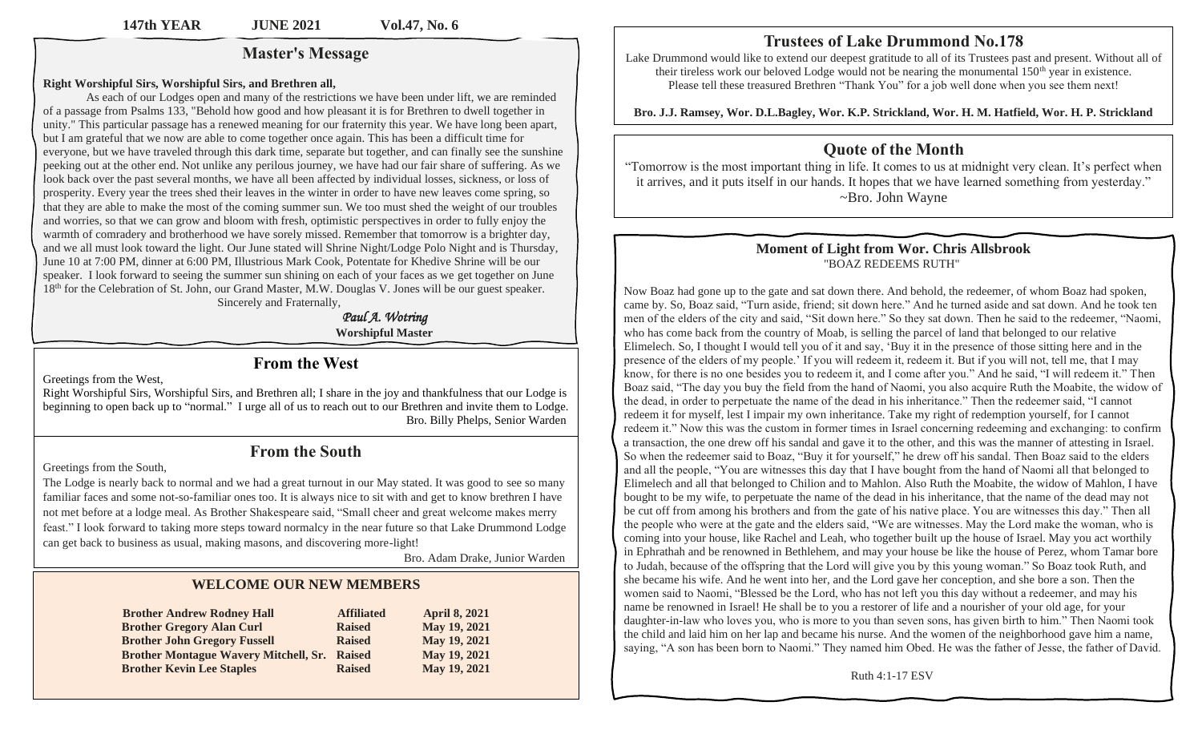## Master's Message

**Right Worshipful Sirs, Worshipful Sirs, and Brethren all,**

As each of our Lodges open and many of the restrictions we have been under lift, we are reminded of a passage from Psalms 133, "Behold how good and how pleasant it is for Brethren to dwell together in unity." This particular passage has a renewed meaning for our fraternity this year. We have long been apart, but I am grateful that we now are able to come together once again. This has been a difficult time for everyone, but we have traveled through this dark time, separate but together, and can finally see the sunshine peeking out at the other end. Not unlike any perilous journey, we have had our fair share of suffering. As we look back over the past several months, we have all been affected by individual losses, sickness, or loss of prosperity. Every year the trees shed their leaves in the winter in order to have new leaves come spring, so that they are able to make the most of the coming summer sun. We too must shed the weight of our troubles and worries, so that we can grow and bloom with fresh, optimistic perspectives in order to fully enjoy the warmth of comradery and brotherhood we have sorely missed. Remember that tomorrow is a brighter day, and we all must look toward the light. Our June stated will Shrine Night/Lodge Polo Night and is Thursday, June 10 at 7:00 PM, dinner at 6:00 PM, Illustrious Mark Cook, Potentate for Khedive Shrine will be our speaker. I look forward to seeing the summer sun shining on each of your faces as we get together on June 18th for the Celebration of St. John, our Grand Master, M.W. Douglas V. Jones will be our guest speaker.

Sincerely and Fraternally,

*Paul A. Wotring*
**Worshipful Master**

## From the West

Greetings from the West,

Right Worshipful Sirs, Worshipful Sirs, and Brethren all; I share in the joy and thankfulness that our Lodge is beginning to open back up to "normal." I urge all of us to reach out to our Brethren and invite them to Lodge.

Bro. Billy Phelps, Senior Warden

## From the South

Greetings from the South,

The Lodge is nearly back to normal and we had a great turnout in our May stated. It was good to see so many familiar faces and some not-so-familiar ones too. It is always nice to sit with and get to know brethren I have not met before at a lodge meal. As Brother Shakespeare said, "Small cheer and great welcome makes merry feast." I look forward to taking more steps toward normalcy in the near future so that Lake Drummond Lodge can get back to business as usual, making masons, and discovering more-light!

Bro. Adam Drake, Junior Warden

## WELCOME OUR NEW MEMBERS

| | | |
|---|---|---|
| **Brother Andrew Rodney Hall** | **Affiliated** | **April 8, 2021** |
| **Brother Gregory Alan Curl** | **Raised** | **May 19, 2021** |
| **Brother John Gregory Fussell** | **Raised** | **May 19, 2021** |
| **Brother Montague Wavery Mitchell, Sr.** | **Raised** | **May 19, 2021** |
| **Brother Kevin Lee Staples** | **Raised** | **May 19, 2021** |

## Trustees of Lake Drummond No.178

Lake Drummond would like to extend our deepest gratitude to all of its Trustees past and present. Without all of their tireless work our beloved Lodge would not be nearing the monumental 150th year in existence. Please tell these treasured Brethren "Thank You" for a job well done when you see them next!

**Bro. J.J. Ramsey, Wor. D.L.Bagley, Wor. K.P. Strickland, Wor. H. M. Hatfield, Wor. H. P. Strickland**

## Quote of the Month

"Tomorrow is the most important thing in life. It comes to us at midnight very clean. It's perfect when it arrives, and it puts itself in our hands. It hopes that we have learned something from yesterday."
~Bro. John Wayne

### Moment of Light from Wor. Chris Allsbrook

"BOAZ REDEEMS RUTH"

Now Boaz had gone up to the gate and sat down there. And behold, the redeemer, of whom Boaz had spoken, came by. So, Boaz said, "Turn aside, friend; sit down here." And he turned aside and sat down. And he took ten men of the elders of the city and said, "Sit down here." So they sat down. Then he said to the redeemer, "Naomi, who has come back from the country of Moab, is selling the parcel of land that belonged to our relative Elimelech. So, I thought I would tell you of it and say, 'Buy it in the presence of those sitting here and in the presence of the elders of my people.' If you will redeem it, redeem it. But if you will not, tell me, that I may know, for there is no one besides you to redeem it, and I come after you." And he said, "I will redeem it." Then Boaz said, "The day you buy the field from the hand of Naomi, you also acquire Ruth the Moabite, the widow of the dead, in order to perpetuate the name of the dead in his inheritance." Then the redeemer said, "I cannot redeem it for myself, lest I impair my own inheritance. Take my right of redemption yourself, for I cannot redeem it." Now this was the custom in former times in Israel concerning redeeming and exchanging: to confirm a transaction, the one drew off his sandal and gave it to the other, and this was the manner of attesting in Israel. So when the redeemer said to Boaz, "Buy it for yourself," he drew off his sandal. Then Boaz said to the elders and all the people, "You are witnesses this day that I have bought from the hand of Naomi all that belonged to Elimelech and all that belonged to Chilion and to Mahlon. Also Ruth the Moabite, the widow of Mahlon, I have bought to be my wife, to perpetuate the name of the dead in his inheritance, that the name of the dead may not be cut off from among his brothers and from the gate of his native place. You are witnesses this day." Then all the people who were at the gate and the elders said, "We are witnesses. May the Lord make the woman, who is coming into your house, like Rachel and Leah, who together built up the house of Israel. May you act worthily in Ephrathah and be renowned in Bethlehem, and may your house be like the house of Perez, whom Tamar bore to Judah, because of the offspring that the Lord will give you by this young woman." So Boaz took Ruth, and she became his wife. And he went into her, and the Lord gave her conception, and she bore a son. Then the women said to Naomi, "Blessed be the Lord, who has not left you this day without a redeemer, and may his name be renowned in Israel! He shall be to you a restorer of life and a nourisher of your old age, for your daughter-in-law who loves you, who is more to you than seven sons, has given birth to him." Then Naomi took the child and laid him on her lap and became his nurse. And the women of the neighborhood gave him a name, saying, "A son has been born to Naomi." They named him Obed. He was the father of Jesse, the father of David.

Ruth 4:1-17 ESV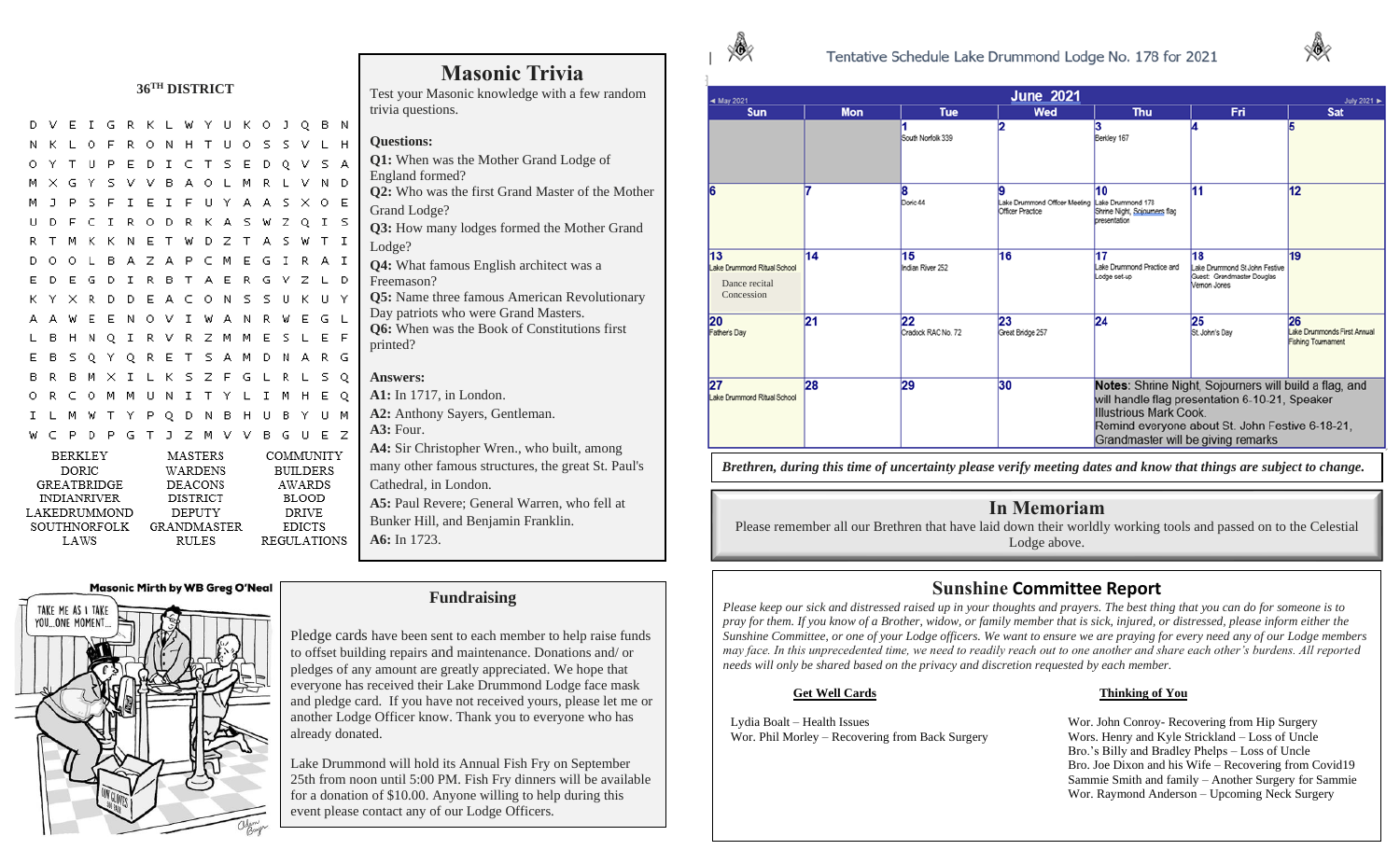## 36TH DISTRICT

```
D V E I G R K L W Y U K O J Q B N
N K L O F R O N H T U O S S V L H
O Y T U P E D I C T S E D Q V S A
M X G Y S V V B A O L M R L V N D
M J P S F I E I F U Y A A S X O E
U D F C I R O D R K A S W Z Q I S
R T M K K N E T W D Z T A S W T I
D O O L B A Z A P C M E G I R A I
E D E G D I R B T A E R G V Z L D
K Y X R D D E A C O N S S U K U Y
A A W E E N O V I W A N R W E G L
L B H N Q I R V R Z M M E S L E F
E B S Q Y Q R E T S A M D N A R G
B R B M X I L K S Z F G L R L S Q
O R C O M M U N I T Y L I M H E Q
I L M W T Y P Q D N B H U B Y U M
W C P D P G T J Z M V V B G U E Z
```

| | | |
|---|---|---|
| BERKLEY | MASTERS | COMMUNITY |
| DORIC | WARDENS | BUILDERS |
| GREATBRIDGE | DEACONS | AWARDS |
| INDIANRIVER | DISTRICT | BLOOD |
| LAKEDRUMMOND | DEPUTY | DRIVE |
| SOUTHNORFOLK | GRANDMASTER | EDICTS |
| LAWS | RULES | REGULATIONS |

## Masonic Trivia

Test your Masonic knowledge with a few random trivia questions.

**Questions:**

**Q1:** When was the Mother Grand Lodge of England formed?
**Q2:** Who was the first Grand Master of the Mother Grand Lodge?
**Q3:** How many lodges formed the Mother Grand Lodge?
**Q4:** What famous English architect was a Freemason?
**Q5:** Name three famous American Revolutionary Day patriots who were Grand Masters.
**Q6:** When was the Book of Constitutions first printed?

**Answers:**

**A1:** In 1717, in London.
**A2:** Anthony Sayers, Gentleman.
**A3:** Four.
**A4:** Sir Christopher Wren., who built, among many other famous structures, the great St. Paul's Cathedral, in London.
**A5:** Paul Revere; General Warren, who fell at Bunker Hill, and Benjamin Franklin.
**A6:** In 1723.

Masonic Mirth by WB Greg O'Neal

## Fundraising

Pledge cards have been sent to each member to help raise funds to offset building repairs and maintenance. Donations and/ or pledges of any amount are greatly appreciated. We hope that everyone has received their Lake Drummond Lodge face mask and pledge card. If you have not received yours, please let me or another Lodge Officer know. Thank you to everyone who has already donated.

Lake Drummond will hold its Annual Fish Fry on September 25th from noon until 5:00 PM. Fish Fry dinners will be available for a donation of $10.00. Anyone willing to help during this event please contact any of our Lodge Officers.

## Tentative Schedule Lake Drummond Lodge No. 178 for 2021

### June 2021

| Sun | Mon | Tue | Wed | Thu | Fri | Sat |
|---|---|---|---|---|---|---|
| | | 1 South Norfolk 339 | 2 | 3 Berkley 167 | 4 | 5 |
| 6 | 7 | 8 Doric 44 | 9 Lake Drummond Officer Meeting Officer Practice | 10 Lake Drummond 178 Shrine Night, Sojourners flag presentation | 11 | 12 |
| 13 Lake Drummond Ritual School; Dance recital Concession | 14 | 15 Indian River 252 | 16 | 17 Lake Drummond Practice and Lodge set-up | 18 Lake Drummond St.John Festive Guest: Grandmaster Douglas Vernon Jones | 19 |
| 20 Fathers Day | 21 | 22 Cradock RAC No. 72 | 23 Great Bridge 257 | 24 | 25 St. John's Day | 26 Lake Drummonds First Annual Fishing Tournament |
| 27 Lake Drummond Ritual School | 28 | 29 | 30 | | | |

**Notes**: Shrine Night, Sojourners will build a flag, and will handle flag presentation 6-10-21, Speaker Illustrious Mark Cook.
Remind everyone about St. John Festive 6-18-21, Grandmaster will be giving remarks

*Brethren, during this time of uncertainty please verify meeting dates and know that things are subject to change.*

## In Memoriam

Please remember all our Brethren that have laid down their worldly working tools and passed on to the Celestial Lodge above.

## Sunshine Committee Report

*Please keep our sick and distressed raised up in your thoughts and prayers. The best thing that you can do for someone is to pray for them. If you know of a Brother, widow, or family member that is sick, injured, or distressed, please inform either the Sunshine Committee, or one of your Lodge officers. We want to ensure we are praying for every need any of our Lodge members may face. In this unprecedented time, we need to readily reach out to one another and share each other's burdens. All reported needs will only be shared based on the privacy and discretion requested by each member.*

**Get Well Cards**

Lydia Boalt – Health Issues
Wor. Phil Morley – Recovering from Back Surgery

**Thinking of You**

Wor. John Conroy- Recovering from Hip Surgery
Wors. Henry and Kyle Strickland – Loss of Uncle
Bro.'s Billy and Bradley Phelps – Loss of Uncle
Bro. Joe Dixon and his Wife – Recovering from Covid19
Sammie Smith and family – Another Surgery for Sammie
Wor. Raymond Anderson – Upcoming Neck Surgery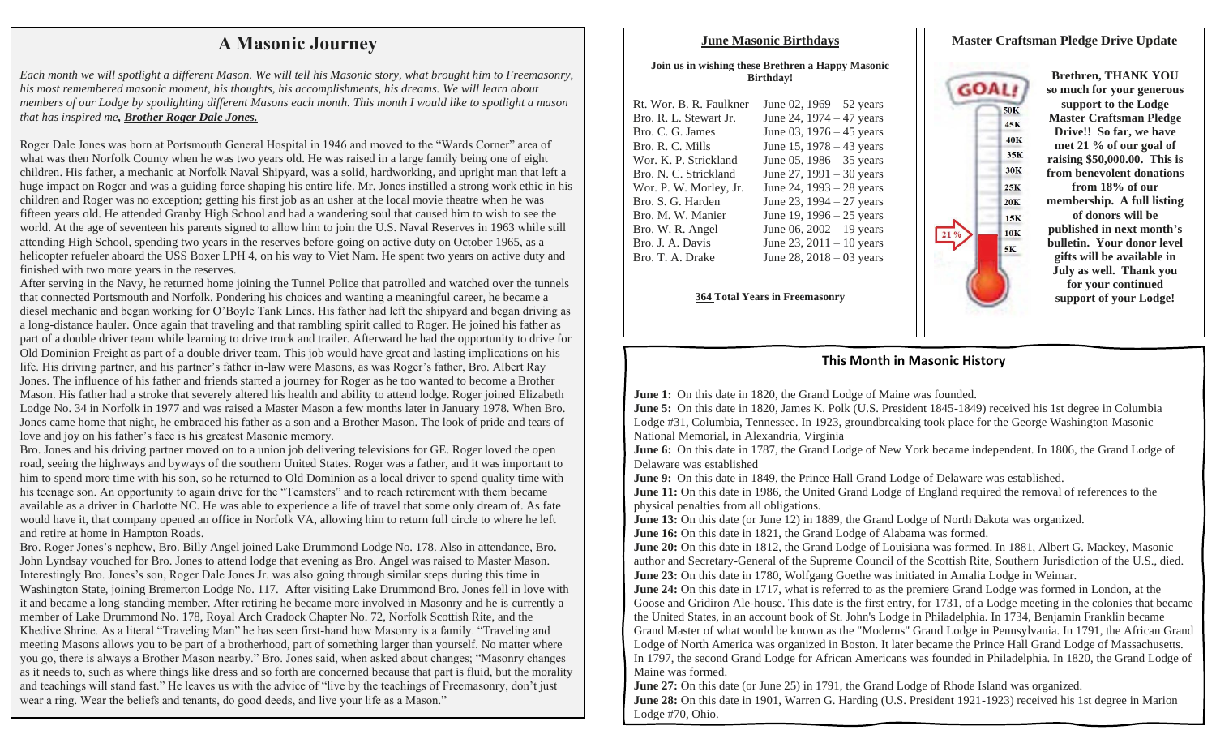# A Masonic Journey

*Each month we will spotlight a different Mason. We will tell his Masonic story, what brought him to Freemasonry, his most remembered masonic moment, his thoughts, his accomplishments, his dreams. We will learn about members of our Lodge by spotlighting different Masons each month. This month I would like to spotlight a mason that has inspired me,* ***Brother Roger Dale Jones.***

Roger Dale Jones was born at Portsmouth General Hospital in 1946 and moved to the "Wards Corner" area of what was then Norfolk County when he was two years old. He was raised in a large family being one of eight children. His father, a mechanic at Norfolk Naval Shipyard, was a solid, hardworking, and upright man that left a huge impact on Roger and was a guiding force shaping his entire life. Mr. Jones instilled a strong work ethic in his children and Roger was no exception; getting his first job as an usher at the local movie theatre when he was fifteen years old. He attended Granby High School and had a wandering soul that caused him to wish to see the world. At the age of seventeen his parents signed to allow him to join the U.S. Naval Reserves in 1963 while still attending High School, spending two years in the reserves before going on active duty on October 1965, as a helicopter refueler aboard the USS Boxer LPH 4, on his way to Viet Nam. He spent two years on active duty and finished with two more years in the reserves.

After serving in the Navy, he returned home joining the Tunnel Police that patrolled and watched over the tunnels that connected Portsmouth and Norfolk. Pondering his choices and wanting a meaningful career, he became a diesel mechanic and began working for O'Boyle Tank Lines. His father had left the shipyard and began driving as a long-distance hauler. Once again that traveling and that rambling spirit called to Roger. He joined his father as part of a double driver team while learning to drive truck and trailer. Afterward he had the opportunity to drive for Old Dominion Freight as part of a double driver team. This job would have great and lasting implications on his life. His driving partner, and his partner's father in-law were Masons, as was Roger's father, Bro. Albert Ray Jones. The influence of his father and friends started a journey for Roger as he too wanted to become a Brother Mason. His father had a stroke that severely altered his health and ability to attend lodge. Roger joined Elizabeth Lodge No. 34 in Norfolk in 1977 and was raised a Master Mason a few months later in January 1978. When Bro. Jones came home that night, he embraced his father as a son and a Brother Mason. The look of pride and tears of love and joy on his father's face is his greatest Masonic memory.

Bro. Jones and his driving partner moved on to a union job delivering televisions for GE. Roger loved the open road, seeing the highways and byways of the southern United States. Roger was a father, and it was important to him to spend more time with his son, so he returned to Old Dominion as a local driver to spend quality time with his teenage son. An opportunity to again drive for the "Teamsters" and to reach retirement with them became available as a driver in Charlotte NC. He was able to experience a life of travel that some only dream of. As fate would have it, that company opened an office in Norfolk VA, allowing him to return full circle to where he left and retire at home in Hampton Roads.

Bro. Roger Jones's nephew, Bro. Billy Angel joined Lake Drummond Lodge No. 178. Also in attendance, Bro. John Lyndsay vouched for Bro. Jones to attend lodge that evening as Bro. Angel was raised to Master Mason. Interestingly Bro. Jones's son, Roger Dale Jones Jr. was also going through similar steps during this time in Washington State, joining Bremerton Lodge No. 117. After visiting Lake Drummond Bro. Jones fell in love with it and became a long-standing member. After retiring he became more involved in Masonry and he is currently a member of Lake Drummond No. 178, Royal Arch Cradock Chapter No. 72, Norfolk Scottish Rite, and the Khedive Shrine. As a literal "Traveling Man" he has seen first-hand how Masonry is a family. "Traveling and meeting Masons allows you to be part of a brotherhood, part of something larger than yourself. No matter where you go, there is always a Brother Mason nearby." Bro. Jones said, when asked about changes; "Masonry changes as it needs to, such as where things like dress and so forth are concerned because that part is fluid, but the morality and teachings will stand fast." He leaves us with the advice of "live by the teachings of Freemasonry, don't just wear a ring. Wear the beliefs and tenants, do good deeds, and live your life as a Mason."

## June Masonic Birthdays

**Join us in wishing these Brethren a Happy Masonic Birthday!**

| | |
|---|---|
| Rt. Wor. B. R. Faulkner | June 02, 1969 – 52 years |
| Bro. R. L. Stewart Jr. | June 24, 1974 – 47 years |
| Bro. C. G. James | June 03, 1976 – 45 years |
| Bro. R. C. Mills | June 15, 1978 – 43 years |
| Wor. K. P. Strickland | June 05, 1986 – 35 years |
| Bro. N. C. Strickland | June 27, 1991 – 30 years |
| Wor. P. W. Morley, Jr. | June 24, 1993 – 28 years |
| Bro. S. G. Harden | June 23, 1994 – 27 years |
| Bro. M. W. Manier | June 19, 1996 – 25 years |
| Bro. W. R. Angel | June 06, 2002 – 19 years |
| Bro. J. A. Davis | June 23, 2011 – 10 years |
| Bro. T. A. Drake | June 28, 2018 – 03 years |

**364 Total Years in Freemasonry**

## Master Craftsman Pledge Drive Update

GOAL!
50K
45K
40K
35K
30K
25K
20K
15K
10K
5K
21 %

**Brethren, THANK YOU so much for your generous support to the Lodge Master Craftsman Pledge Drive!! So far, we have met 21 % of our goal of raising $50,000.00. This is from benevolent donations from 18% of our membership. A full listing of donors will be published in next month's bulletin. Your donor level gifts will be available in July as well. Thank you for your continued support of your Lodge!**

## This Month in Masonic History

**June 1:** On this date in 1820, the Grand Lodge of Maine was founded.

**June 5:** On this date in 1820, James K. Polk (U.S. President 1845-1849) received his 1st degree in Columbia Lodge #31, Columbia, Tennessee. In 1923, groundbreaking took place for the George Washington Masonic National Memorial, in Alexandria, Virginia

**June 6:** On this date in 1787, the Grand Lodge of New York became independent. In 1806, the Grand Lodge of Delaware was established

**June 9:** On this date in 1849, the Prince Hall Grand Lodge of Delaware was established.

**June 11:** On this date in 1986, the United Grand Lodge of England required the removal of references to the physical penalties from all obligations.

**June 13:** On this date (or June 12) in 1889, the Grand Lodge of North Dakota was organized.

**June 16:** On this date in 1821, the Grand Lodge of Alabama was formed.

**June 20:** On this date in 1812, the Grand Lodge of Louisiana was formed. In 1881, Albert G. Mackey, Masonic author and Secretary-General of the Supreme Council of the Scottish Rite, Southern Jurisdiction of the U.S., died.

**June 23:** On this date in 1780, Wolfgang Goethe was initiated in Amalia Lodge in Weimar.

**June 24:** On this date in 1717, what is referred to as the premiere Grand Lodge was formed in London, at the Goose and Gridiron Ale-house. This date is the first entry, for 1731, of a Lodge meeting in the colonies that became the United States, in an account book of St. John's Lodge in Philadelphia. In 1734, Benjamin Franklin became Grand Master of what would be known as the "Moderns" Grand Lodge in Pennsylvania. In 1791, the African Grand Lodge of North America was organized in Boston. It later became the Prince Hall Grand Lodge of Massachusetts. In 1797, the second Grand Lodge for African Americans was founded in Philadelphia. In 1820, the Grand Lodge of Maine was formed.

**June 27:** On this date (or June 25) in 1791, the Grand Lodge of Rhode Island was organized.

**June 28:** On this date in 1901, Warren G. Harding (U.S. President 1921-1923) received his 1st degree in Marion Lodge #70, Ohio.